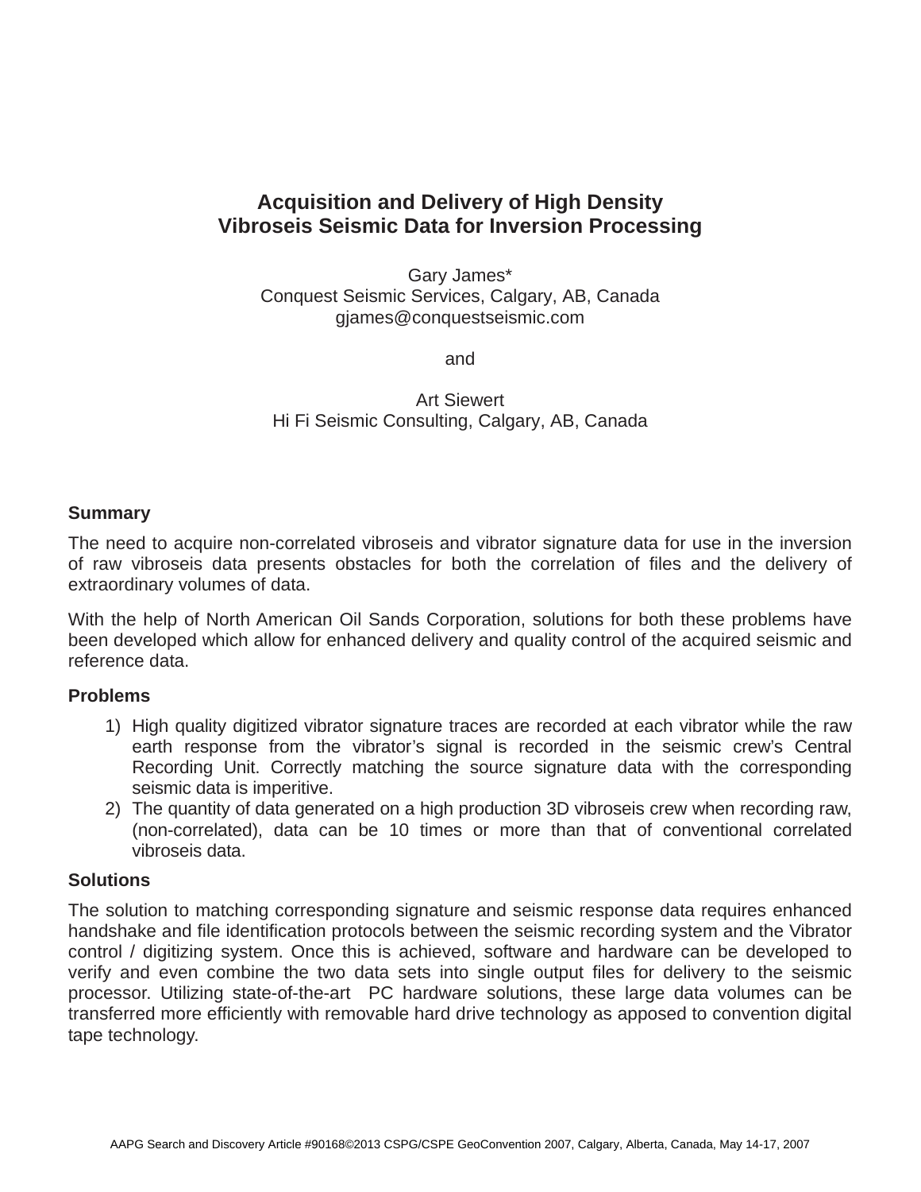# Acquisition and Delivery of High Density Vibroseis Seismic Data for Inversion Processing

Gary James*
Conquest Seismic Services, Calgary, AB, Canada
gjames@conquestseismic.com

and

Art Siewert
Hi Fi Seismic Consulting, Calgary, AB, Canada

## Summary

The need to acquire non-correlated vibroseis and vibrator signature data for use in the inversion of raw vibroseis data presents obstacles for both the correlation of files and the delivery of extraordinary volumes of data.

With the help of North American Oil Sands Corporation, solutions for both these problems have been developed which allow for enhanced delivery and quality control of the acquired seismic and reference data.

## Problems

1) High quality digitized vibrator signature traces are recorded at each vibrator while the raw earth response from the vibrator's signal is recorded in the seismic crew's Central Recording Unit. Correctly matching the source signature data with the corresponding seismic data is imperitive.
2) The quantity of data generated on a high production 3D vibroseis crew when recording raw, (non-correlated), data can be 10 times or more than that of conventional correlated vibroseis data.

## Solutions

The solution to matching corresponding signature and seismic response data requires enhanced handshake and file identification protocols between the seismic recording system and the Vibrator control / digitizing system. Once this is achieved, software and hardware can be developed to verify and even combine the two data sets into single output files for delivery to the seismic processor. Utilizing state-of-the-art PC hardware solutions, these large data volumes can be transferred more efficiently with removable hard drive technology as apposed to convention digital tape technology.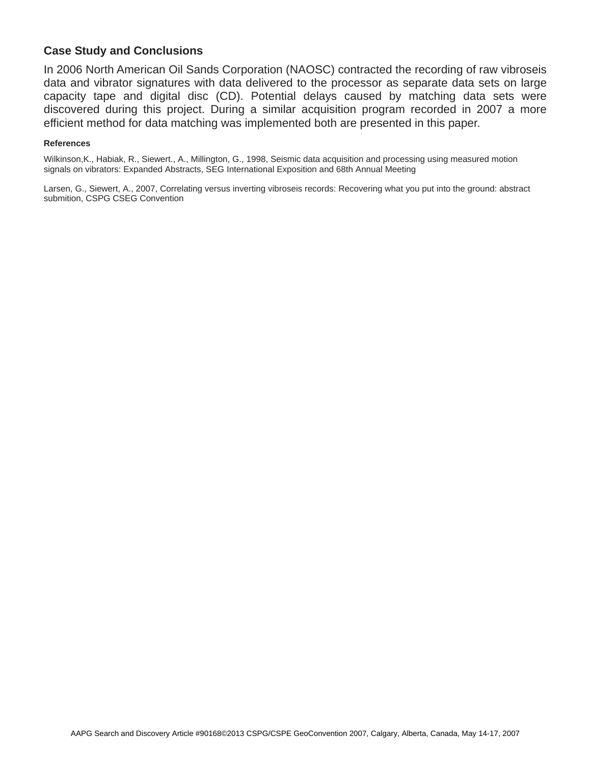## Case Study and Conclusions

In 2006 North American Oil Sands Corporation (NAOSC) contracted the recording of raw vibroseis data and vibrator signatures with data delivered to the processor as separate data sets on large capacity tape and digital disc (CD). Potential delays caused by matching data sets were discovered during this project. During a similar acquisition program recorded in 2007 a more efficient method for data matching was implemented both are presented in this paper.

### References

Wilkinson,K., Habiak, R., Siewert., A., Millington, G., 1998, Seismic data acquisition and processing using measured motion signals on vibrators: Expanded Abstracts, SEG International Exposition and 68th Annual Meeting

Larsen, G., Siewert, A., 2007, Correlating versus inverting vibroseis records: Recovering what you put into the ground: abstract submition, CSPG CSEG Convention